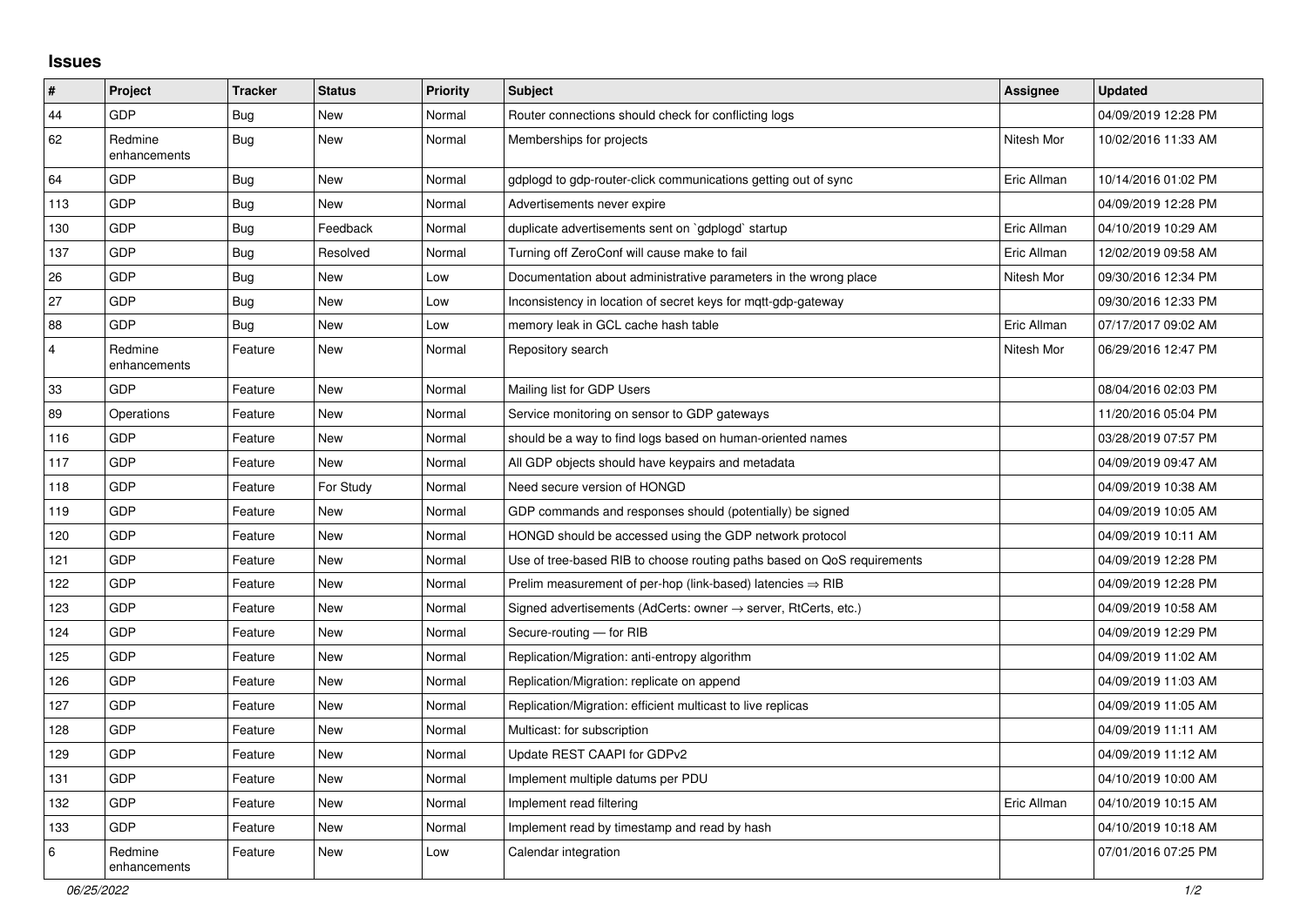## Issues

| # | Project | Tracker | Status | Priority | Subject | Assignee | Updated |
|---|---|---|---|---|---|---|---|
| 44 | GDP | Bug | New | Normal | Router connections should check for conflicting logs | | 04/09/2019 12:28 PM |
| 62 | Redmine enhancements | Bug | New | Normal | Memberships for projects | Nitesh Mor | 10/02/2016 11:33 AM |
| 64 | GDP | Bug | New | Normal | gdplogd to gdp-router-click communications getting out of sync | Eric Allman | 10/14/2016 01:02 PM |
| 113 | GDP | Bug | New | Normal | Advertisements never expire | | 04/09/2019 12:28 PM |
| 130 | GDP | Bug | Feedback | Normal | duplicate advertisements sent on `gdplogd` startup | Eric Allman | 04/10/2019 10:29 AM |
| 137 | GDP | Bug | Resolved | Normal | Turning off ZeroConf will cause make to fail | Eric Allman | 12/02/2019 09:58 AM |
| 26 | GDP | Bug | New | Low | Documentation about administrative parameters in the wrong place | Nitesh Mor | 09/30/2016 12:34 PM |
| 27 | GDP | Bug | New | Low | Inconsistency in location of secret keys for mqtt-gdp-gateway | | 09/30/2016 12:33 PM |
| 88 | GDP | Bug | New | Low | memory leak in GCL cache hash table | Eric Allman | 07/17/2017 09:02 AM |
| 4 | Redmine enhancements | Feature | New | Normal | Repository search | Nitesh Mor | 06/29/2016 12:47 PM |
| 33 | GDP | Feature | New | Normal | Mailing list for GDP Users | | 08/04/2016 02:03 PM |
| 89 | Operations | Feature | New | Normal | Service monitoring on sensor to GDP gateways | | 11/20/2016 05:04 PM |
| 116 | GDP | Feature | New | Normal | should be a way to find logs based on human-oriented names | | 03/28/2019 07:57 PM |
| 117 | GDP | Feature | New | Normal | All GDP objects should have keypairs and metadata | | 04/09/2019 09:47 AM |
| 118 | GDP | Feature | For Study | Normal | Need secure version of HONGD | | 04/09/2019 10:38 AM |
| 119 | GDP | Feature | New | Normal | GDP commands and responses should (potentially) be signed | | 04/09/2019 10:05 AM |
| 120 | GDP | Feature | New | Normal | HONGD should be accessed using the GDP network protocol | | 04/09/2019 10:11 AM |
| 121 | GDP | Feature | New | Normal | Use of tree-based RIB to choose routing paths based on QoS requirements | | 04/09/2019 12:28 PM |
| 122 | GDP | Feature | New | Normal | Prelim measurement of per-hop (link-based) latencies ⇒ RIB | | 04/09/2019 12:28 PM |
| 123 | GDP | Feature | New | Normal | Signed advertisements (AdCerts: owner → server, RtCerts, etc.) | | 04/09/2019 10:58 AM |
| 124 | GDP | Feature | New | Normal | Secure-routing — for RIB | | 04/09/2019 12:29 PM |
| 125 | GDP | Feature | New | Normal | Replication/Migration: anti-entropy algorithm | | 04/09/2019 11:02 AM |
| 126 | GDP | Feature | New | Normal | Replication/Migration: replicate on append | | 04/09/2019 11:03 AM |
| 127 | GDP | Feature | New | Normal | Replication/Migration: efficient multicast to live replicas | | 04/09/2019 11:05 AM |
| 128 | GDP | Feature | New | Normal | Multicast: for subscription | | 04/09/2019 11:11 AM |
| 129 | GDP | Feature | New | Normal | Update REST CAAPI for GDPv2 | | 04/09/2019 11:12 AM |
| 131 | GDP | Feature | New | Normal | Implement multiple datums per PDU | | 04/10/2019 10:00 AM |
| 132 | GDP | Feature | New | Normal | Implement read filtering | Eric Allman | 04/10/2019 10:15 AM |
| 133 | GDP | Feature | New | Normal | Implement read by timestamp and read by hash | | 04/10/2019 10:18 AM |
| 6 | Redmine enhancements | Feature | New | Low | Calendar integration | | 07/01/2016 07:25 PM |

*06/25/2022*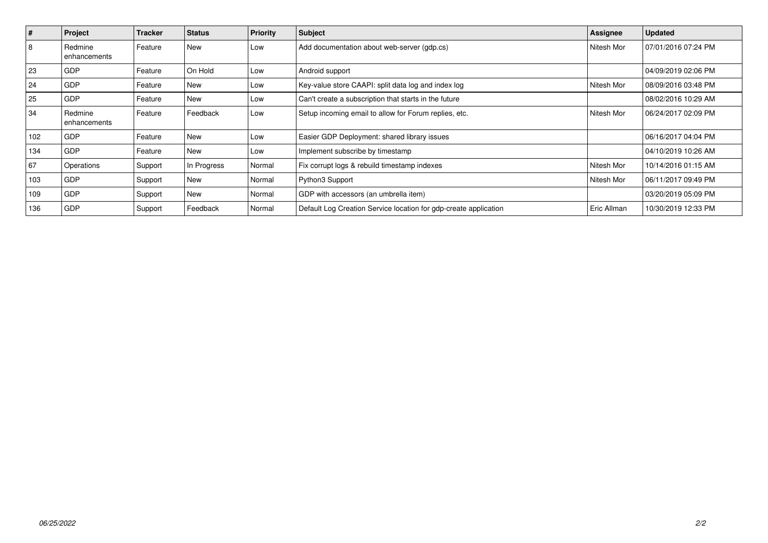| # | Project | Tracker | Status | Priority | Subject | Assignee | Updated |
|---|---|---|---|---|---|---|---|
| 8 | Redmine enhancements | Feature | New | Low | Add documentation about web-server (gdp.cs) | Nitesh Mor | 07/01/2016 07:24 PM |
| 23 | GDP | Feature | On Hold | Low | Android support | | 04/09/2019 02:06 PM |
| 24 | GDP | Feature | New | Low | Key-value store CAAPI: split data log and index log | Nitesh Mor | 08/09/2016 03:48 PM |
| 25 | GDP | Feature | New | Low | Can't create a subscription that starts in the future | | 08/02/2016 10:29 AM |
| 34 | Redmine enhancements | Feature | Feedback | Low | Setup incoming email to allow for Forum replies, etc. | Nitesh Mor | 06/24/2017 02:09 PM |
| 102 | GDP | Feature | New | Low | Easier GDP Deployment: shared library issues | | 06/16/2017 04:04 PM |
| 134 | GDP | Feature | New | Low | Implement subscribe by timestamp | | 04/10/2019 10:26 AM |
| 67 | Operations | Support | In Progress | Normal | Fix corrupt logs & rebuild timestamp indexes | Nitesh Mor | 10/14/2016 01:15 AM |
| 103 | GDP | Support | New | Normal | Python3 Support | Nitesh Mor | 06/11/2017 09:49 PM |
| 109 | GDP | Support | New | Normal | GDP with accessors (an umbrella item) | | 03/20/2019 05:09 PM |
| 136 | GDP | Support | Feedback | Normal | Default Log Creation Service location for gdp-create application | Eric Allman | 10/30/2019 12:33 PM |